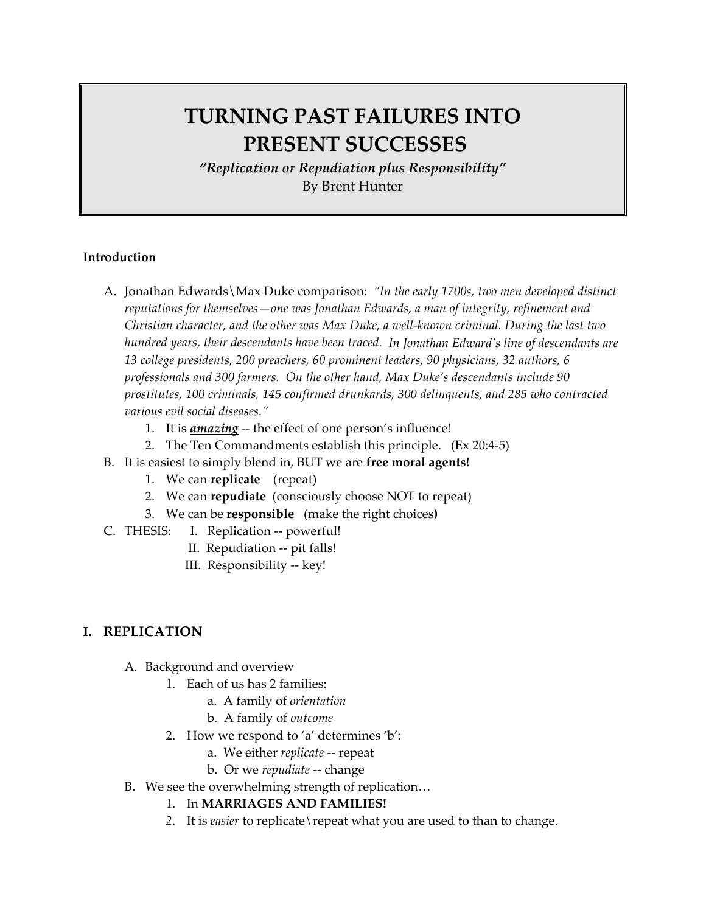# TURNING PAST FAILURES INTO PRESENT SUCCESSES

***"Replication or Repudiation plus Responsibility"***

By Brent Hunter

**Introduction**

A. Jonathan Edwards\Max Duke comparison: *"In the early 1700s, two men developed distinct reputations for themselves—one was Jonathan Edwards, a man of integrity, refinement and Christian character, and the other was Max Duke, a well-known criminal. During the last two hundred years, their descendants have been traced. In Jonathan Edward's line of descendants are 13 college presidents, 200 preachers, 60 prominent leaders, 90 physicians, 32 authors, 6 professionals and 300 farmers. On the other hand, Max Duke's descendants include 90 prostitutes, 100 criminals, 145 confirmed drunkards, 300 delinquents, and 285 who contracted various evil social diseases."*
   1. It is ***amazing*** -- the effect of one person's influence!
   2. The Ten Commandments establish this principle. (Ex 20:4-5)

B. It is easiest to simply blend in, BUT we are **free moral agents!**
   1. We can **replicate** (repeat)
   2. We can **repudiate** (consciously choose NOT to repeat)
   3. We can be **responsible** (make the right choices**)**

C. THESIS:
   I. Replication -- powerful!
   II. Repudiation -- pit falls!
   III. Responsibility -- key!

## I. REPLICATION

A. Background and overview
   1. Each of us has 2 families:
      a. A family of *orientation*
      b. A family of *outcome*
   2. How we respond to 'a' determines 'b':
      a. We either *replicate* -- repeat
      b. Or we *repudiate* -- change

B. We see the overwhelming strength of replication…
   1. In **MARRIAGES AND FAMILIES!**
   2. It is *easier* to replicate\repeat what you are used to than to change.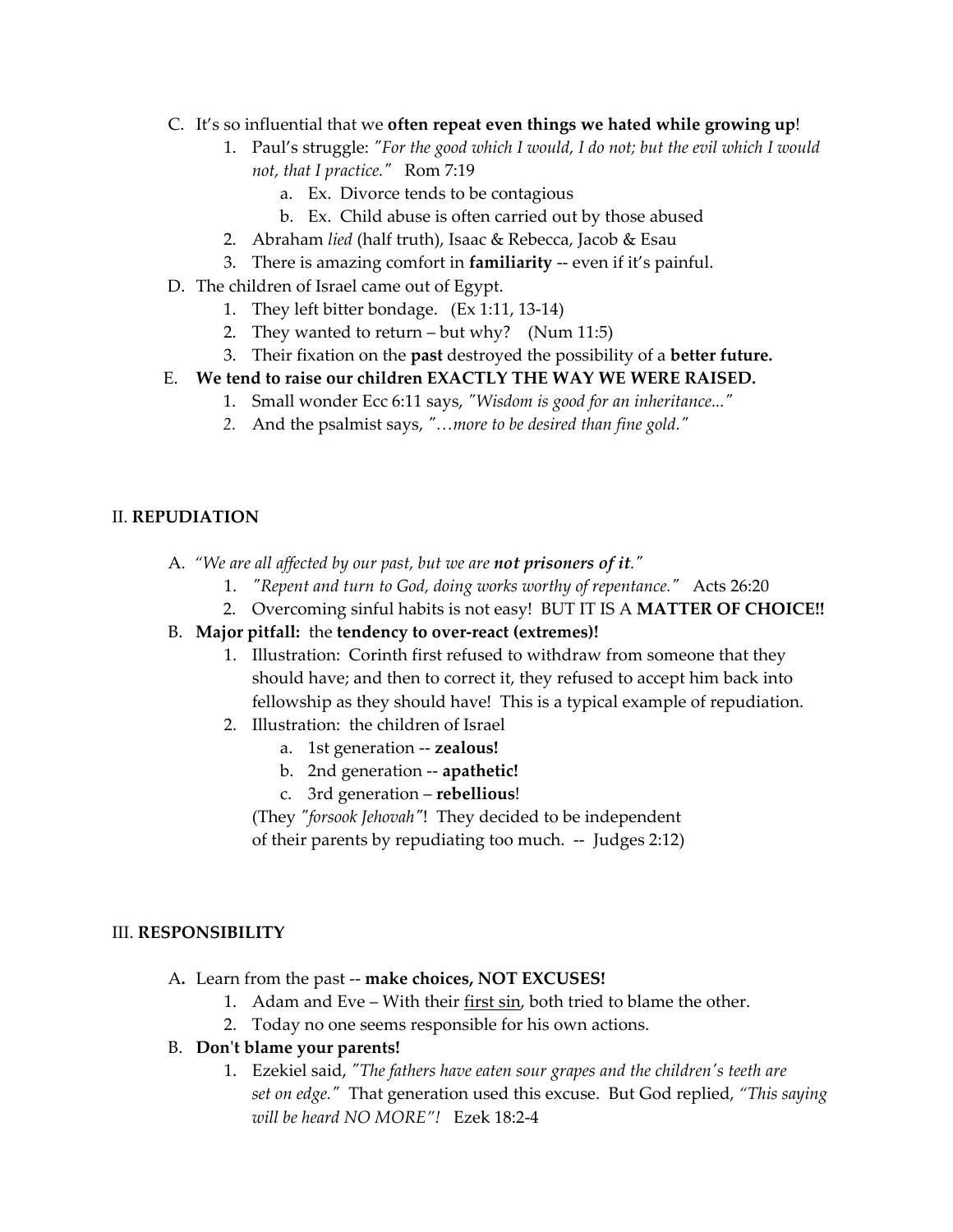C. It's so influential that we **often repeat even things we hated while growing up**!
   1. Paul's struggle: *"For the good which I would, I do not; but the evil which I would not, that I practice."* Rom 7:19
      a. Ex. Divorce tends to be contagious
      b. Ex. Child abuse is often carried out by those abused
   2. Abraham *lied* (half truth), Isaac & Rebecca, Jacob & Esau
   3. There is amazing comfort in **familiarity** -- even if it's painful.

D. The children of Israel came out of Egypt.
   1. They left bitter bondage. (Ex 1:11, 13-14)
   2. They wanted to return – but why? (Num 11:5)
   3. Their fixation on the **past** destroyed the possibility of a **better future.**

E. **We tend to raise our children EXACTLY THE WAY WE WERE RAISED.**
   1. Small wonder Ecc 6:11 says, *"Wisdom is good for an inheritance..."*
   2. And the psalmist says, *"…more to be desired than fine gold."*

## II. REPUDIATION

A. *"We are all affected by our past, but we are **not prisoners of it**."*
   1. *"Repent and turn to God, doing works worthy of repentance."* Acts 26:20
   2. Overcoming sinful habits is not easy! BUT IT IS A **MATTER OF CHOICE!!**

B. **Major pitfall:** the **tendency to over-react (extremes)!**
   1. Illustration: Corinth first refused to withdraw from someone that they should have; and then to correct it, they refused to accept him back into fellowship as they should have! This is a typical example of repudiation.
   2. Illustration: the children of Israel
      a. 1st generation -- **zealous!**
      b. 2nd generation -- **apathetic!**
      c. 3rd generation – **rebellious**!

      (They *"forsook Jehovah"*! They decided to be independent of their parents by repudiating too much. -- Judges 2:12)

## III. RESPONSIBILITY

A. Learn from the past -- **make choices, NOT EXCUSES!**
   1. Adam and Eve – With their <u>first sin</u>, both tried to blame the other.
   2. Today no one seems responsible for his own actions.

B. **Don't blame your parents!**
   1. Ezekiel said, *"The fathers have eaten sour grapes and the children's teeth are set on edge."* That generation used this excuse. But God replied, *"This saying will be heard NO MORE"!* Ezek 18:2-4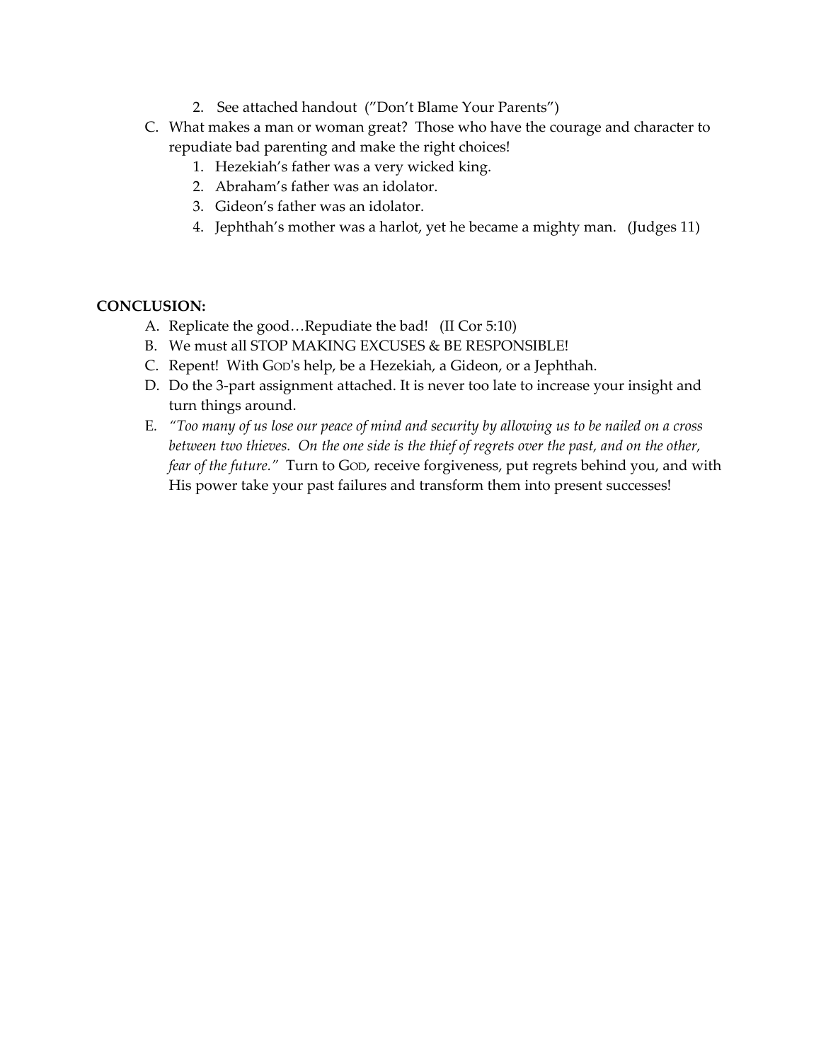2. See attached handout ("Don't Blame Your Parents")

C. What makes a man or woman great? Those who have the courage and character to repudiate bad parenting and make the right choices!
    1. Hezekiah's father was a very wicked king.
    2. Abraham's father was an idolator.
    3. Gideon's father was an idolator.
    4. Jephthah's mother was a harlot, yet he became a mighty man. (Judges 11)

**CONCLUSION:**

A. Replicate the good…Repudiate the bad! (II Cor 5:10)

B. We must all STOP MAKING EXCUSES & BE RESPONSIBLE!

C. Repent! With GOD's help, be a Hezekiah, a Gideon, or a Jephthah.

D. Do the 3-part assignment attached. It is never too late to increase your insight and turn things around.

E. *"Too many of us lose our peace of mind and security by allowing us to be nailed on a cross between two thieves. On the one side is the thief of regrets over the past, and on the other, fear of the future."* Turn to GOD, receive forgiveness, put regrets behind you, and with His power take your past failures and transform them into present successes!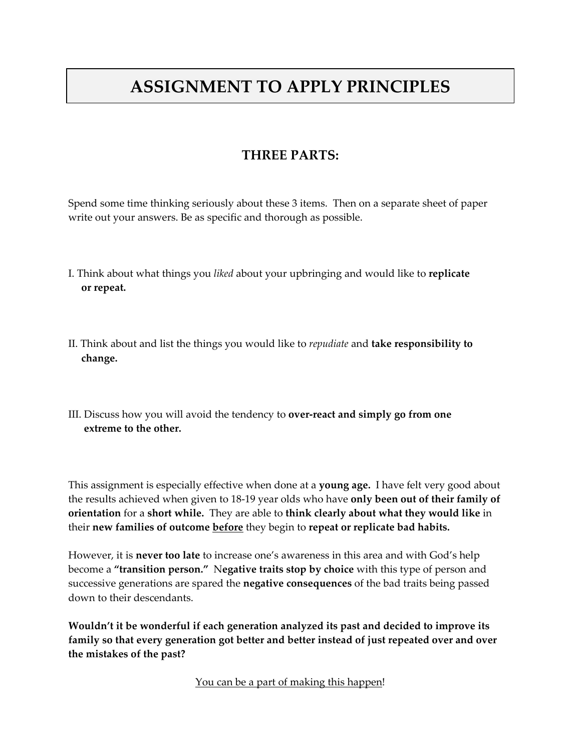# ASSIGNMENT TO APPLY PRINCIPLES

## THREE PARTS:

Spend some time thinking seriously about these 3 items. Then on a separate sheet of paper write out your answers. Be as specific and thorough as possible.

I. Think about what things you *liked* about your upbringing and would like to **replicate or repeat.**

II. Think about and list the things you would like to *repudiate* and **take responsibility to change.**

III. Discuss how you will avoid the tendency to **over-react and simply go from one extreme to the other.**

This assignment is especially effective when done at a **young age.** I have felt very good about the results achieved when given to 18-19 year olds who have **only been out of their family of orientation** for a **short while.** They are able to **think clearly about what they would like** in their **new families of outcome <u>before</u>** they begin to **repeat or replicate bad habits.**

However, it is **never too late** to increase one's awareness in this area and with God's help become a **"transition person."** N**egative traits stop by choice** with this type of person and successive generations are spared the **negative consequences** of the bad traits being passed down to their descendants.

**Wouldn't it be wonderful if each generation analyzed its past and decided to improve its family so that every generation got better and better instead of just repeated over and over the mistakes of the past?**

<u>You can be a part of making this happen</u>!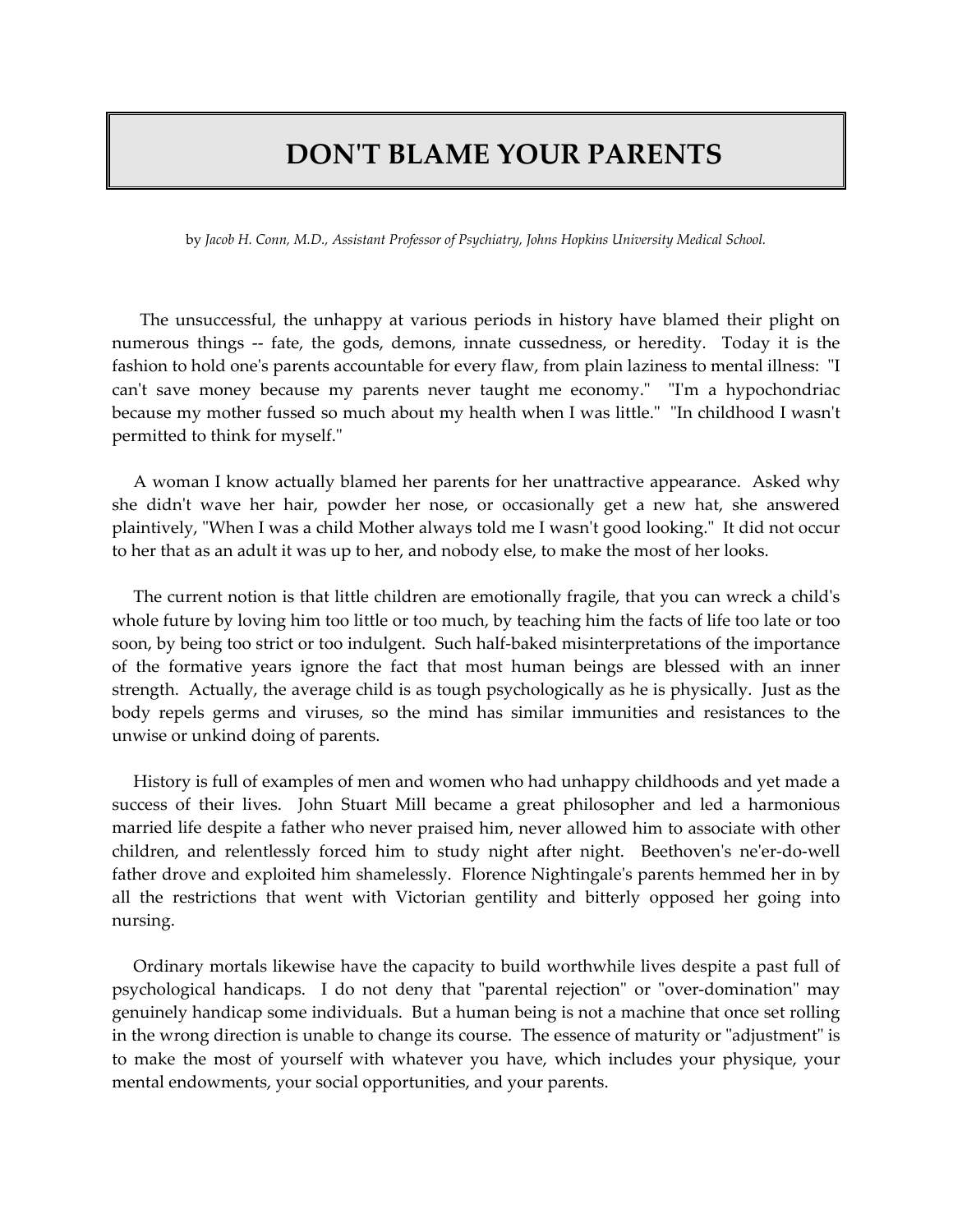# DON'T BLAME YOUR PARENTS

by *Jacob H. Conn, M.D., Assistant Professor of Psychiatry, Johns Hopkins University Medical School.*

The unsuccessful, the unhappy at various periods in history have blamed their plight on numerous things -- fate, the gods, demons, innate cussedness, or heredity. Today it is the fashion to hold one's parents accountable for every flaw, from plain laziness to mental illness: "I can't save money because my parents never taught me economy." "I'm a hypochondriac because my mother fussed so much about my health when I was little." "In childhood I wasn't permitted to think for myself."

A woman I know actually blamed her parents for her unattractive appearance. Asked why she didn't wave her hair, powder her nose, or occasionally get a new hat, she answered plaintively, "When I was a child Mother always told me I wasn't good looking." It did not occur to her that as an adult it was up to her, and nobody else, to make the most of her looks.

The current notion is that little children are emotionally fragile, that you can wreck a child's whole future by loving him too little or too much, by teaching him the facts of life too late or too soon, by being too strict or too indulgent. Such half-baked misinterpretations of the importance of the formative years ignore the fact that most human beings are blessed with an inner strength. Actually, the average child is as tough psychologically as he is physically. Just as the body repels germs and viruses, so the mind has similar immunities and resistances to the unwise or unkind doing of parents.

History is full of examples of men and women who had unhappy childhoods and yet made a success of their lives. John Stuart Mill became a great philosopher and led a harmonious married life despite a father who never praised him, never allowed him to associate with other children, and relentlessly forced him to study night after night. Beethoven's ne'er-do-well father drove and exploited him shamelessly. Florence Nightingale's parents hemmed her in by all the restrictions that went with Victorian gentility and bitterly opposed her going into nursing.

Ordinary mortals likewise have the capacity to build worthwhile lives despite a past full of psychological handicaps. I do not deny that "parental rejection" or "over-domination" may genuinely handicap some individuals. But a human being is not a machine that once set rolling in the wrong direction is unable to change its course. The essence of maturity or "adjustment" is to make the most of yourself with whatever you have, which includes your physique, your mental endowments, your social opportunities, and your parents.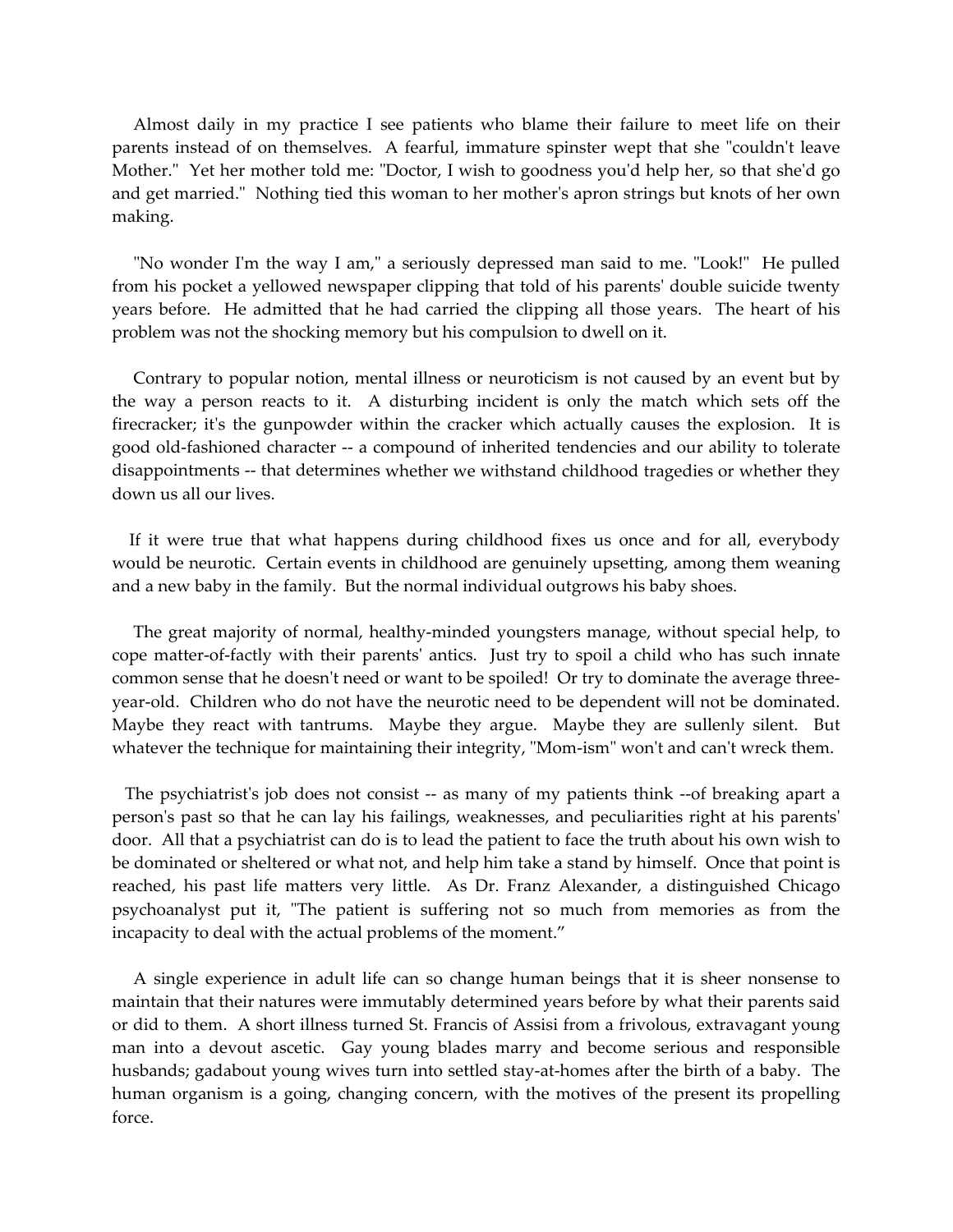Almost daily in my practice I see patients who blame their failure to meet life on their parents instead of on themselves. A fearful, immature spinster wept that she "couldn't leave Mother." Yet her mother told me: "Doctor, I wish to goodness you'd help her, so that she'd go and get married." Nothing tied this woman to her mother's apron strings but knots of her own making.

"No wonder I'm the way I am," a seriously depressed man said to me. "Look!" He pulled from his pocket a yellowed newspaper clipping that told of his parents' double suicide twenty years before. He admitted that he had carried the clipping all those years. The heart of his problem was not the shocking memory but his compulsion to dwell on it.

Contrary to popular notion, mental illness or neuroticism is not caused by an event but by the way a person reacts to it. A disturbing incident is only the match which sets off the firecracker; it's the gunpowder within the cracker which actually causes the explosion. It is good old-fashioned character -- a compound of inherited tendencies and our ability to tolerate disappointments -- that determines whether we withstand childhood tragedies or whether they down us all our lives.

If it were true that what happens during childhood fixes us once and for all, everybody would be neurotic. Certain events in childhood are genuinely upsetting, among them weaning and a new baby in the family. But the normal individual outgrows his baby shoes.

The great majority of normal, healthy-minded youngsters manage, without special help, to cope matter-of-factly with their parents' antics. Just try to spoil a child who has such innate common sense that he doesn't need or want to be spoiled! Or try to dominate the average three-year-old. Children who do not have the neurotic need to be dependent will not be dominated. Maybe they react with tantrums. Maybe they argue. Maybe they are sullenly silent. But whatever the technique for maintaining their integrity, "Mom-ism" won't and can't wreck them.

The psychiatrist's job does not consist -- as many of my patients think --of breaking apart a person's past so that he can lay his failings, weaknesses, and peculiarities right at his parents' door. All that a psychiatrist can do is to lead the patient to face the truth about his own wish to be dominated or sheltered or what not, and help him take a stand by himself. Once that point is reached, his past life matters very little. As Dr. Franz Alexander, a distinguished Chicago psychoanalyst put it, "The patient is suffering not so much from memories as from the incapacity to deal with the actual problems of the moment."

A single experience in adult life can so change human beings that it is sheer nonsense to maintain that their natures were immutably determined years before by what their parents said or did to them. A short illness turned St. Francis of Assisi from a frivolous, extravagant young man into a devout ascetic. Gay young blades marry and become serious and responsible husbands; gadabout young wives turn into settled stay-at-homes after the birth of a baby. The human organism is a going, changing concern, with the motives of the present its propelling force.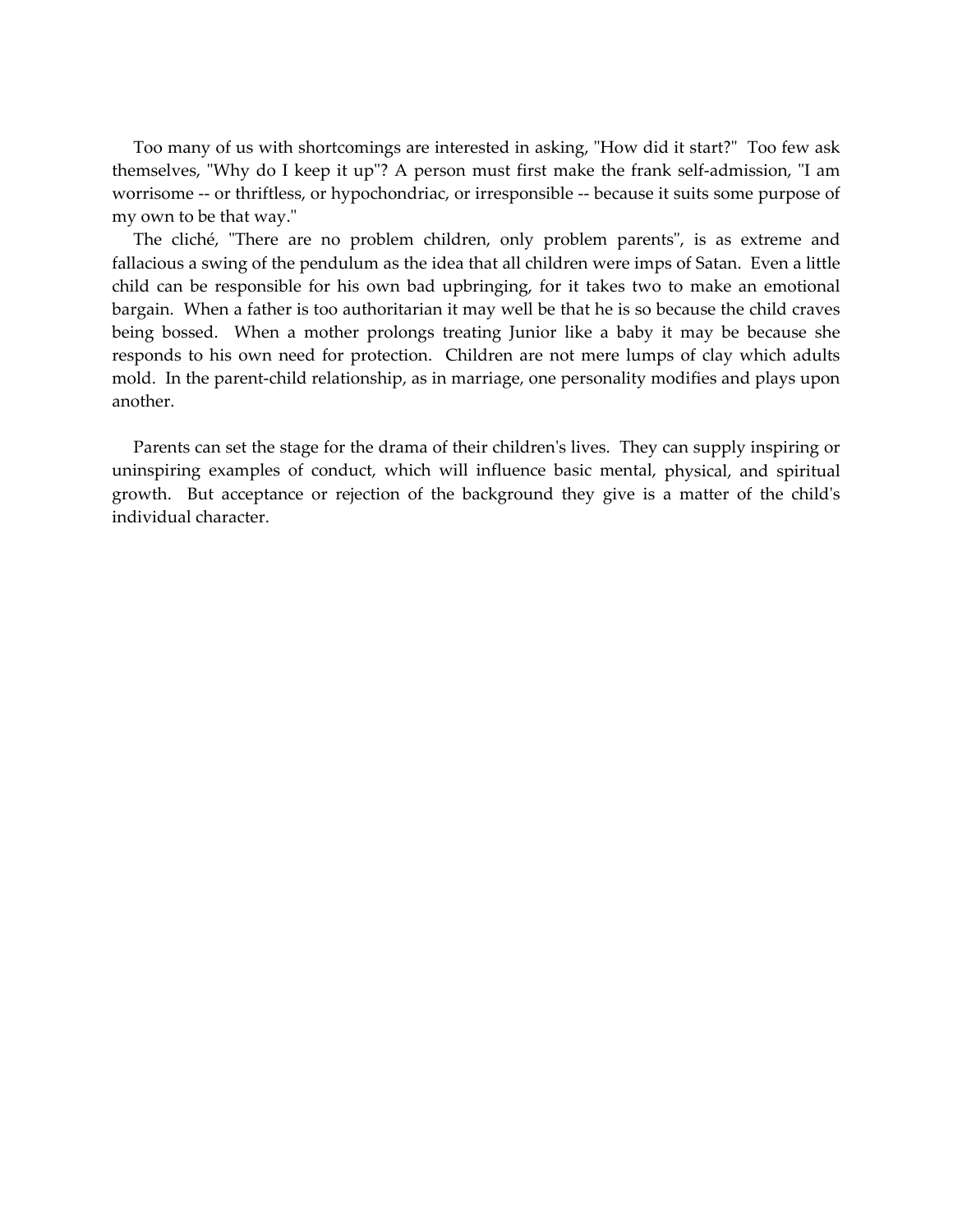Too many of us with shortcomings are interested in asking, "How did it start?" Too few ask themselves, "Why do I keep it up"? A person must first make the frank self-admission, "I am worrisome -- or thriftless, or hypochondriac, or irresponsible -- because it suits some purpose of my own to be that way."

The cliché, "There are no problem children, only problem parents", is as extreme and fallacious a swing of the pendulum as the idea that all children were imps of Satan. Even a little child can be responsible for his own bad upbringing, for it takes two to make an emotional bargain. When a father is too authoritarian it may well be that he is so because the child craves being bossed. When a mother prolongs treating Junior like a baby it may be because she responds to his own need for protection. Children are not mere lumps of clay which adults mold. In the parent-child relationship, as in marriage, one personality modifies and plays upon another.

Parents can set the stage for the drama of their children's lives. They can supply inspiring or uninspiring examples of conduct, which will influence basic mental, physical, and spiritual growth. But acceptance or rejection of the background they give is a matter of the child's individual character.